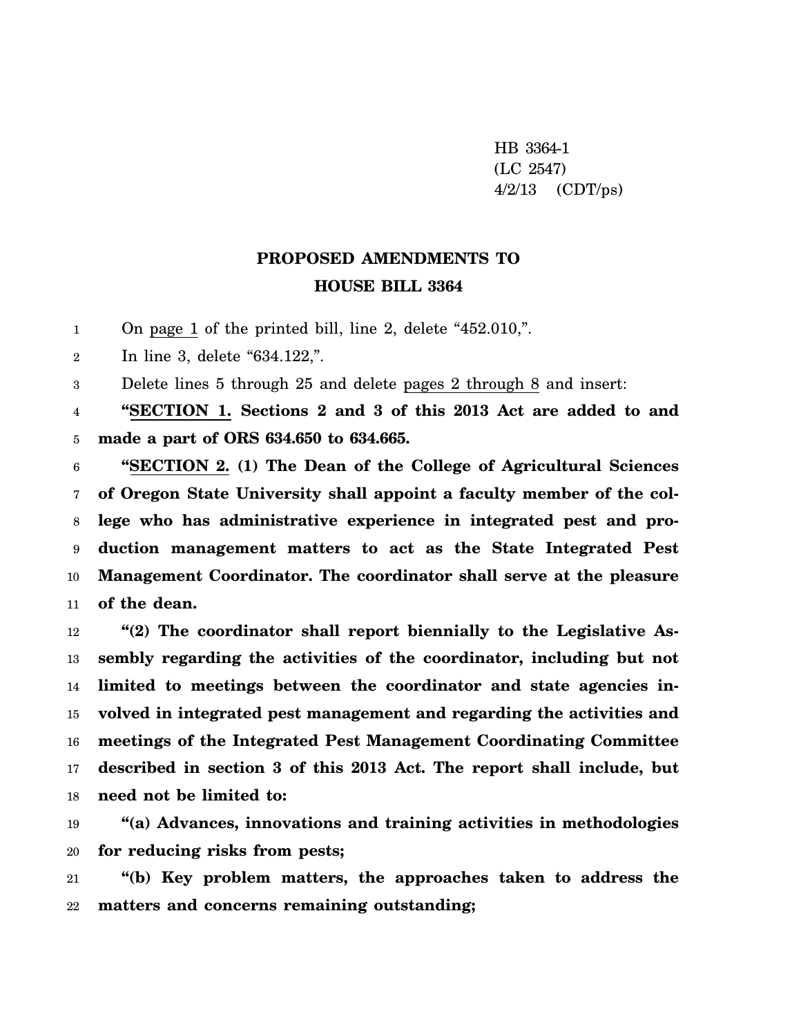HB 3364-1
(LC 2547)
4/2/13 (CDT/ps)

# PROPOSED AMENDMENTS TO HOUSE BILL 3364

On page 1 of the printed bill, line 2, delete "452.010,".

In line 3, delete "634.122,".

Delete lines 5 through 25 and delete pages 2 through 8 and insert:

**"SECTION 1. Sections 2 and 3 of this 2013 Act are added to and made a part of ORS 634.650 to 634.665.**

**"SECTION 2. (1) The Dean of the College of Agricultural Sciences of Oregon State University shall appoint a faculty member of the college who has administrative experience in integrated pest and production management matters to act as the State Integrated Pest Management Coordinator. The coordinator shall serve at the pleasure of the dean.**

**"(2) The coordinator shall report biennially to the Legislative Assembly regarding the activities of the coordinator, including but not limited to meetings between the coordinator and state agencies involved in integrated pest management and regarding the activities and meetings of the Integrated Pest Management Coordinating Committee described in section 3 of this 2013 Act. The report shall include, but need not be limited to:**

**"(a) Advances, innovations and training activities in methodologies for reducing risks from pests;**

**"(b) Key problem matters, the approaches taken to address the matters and concerns remaining outstanding;**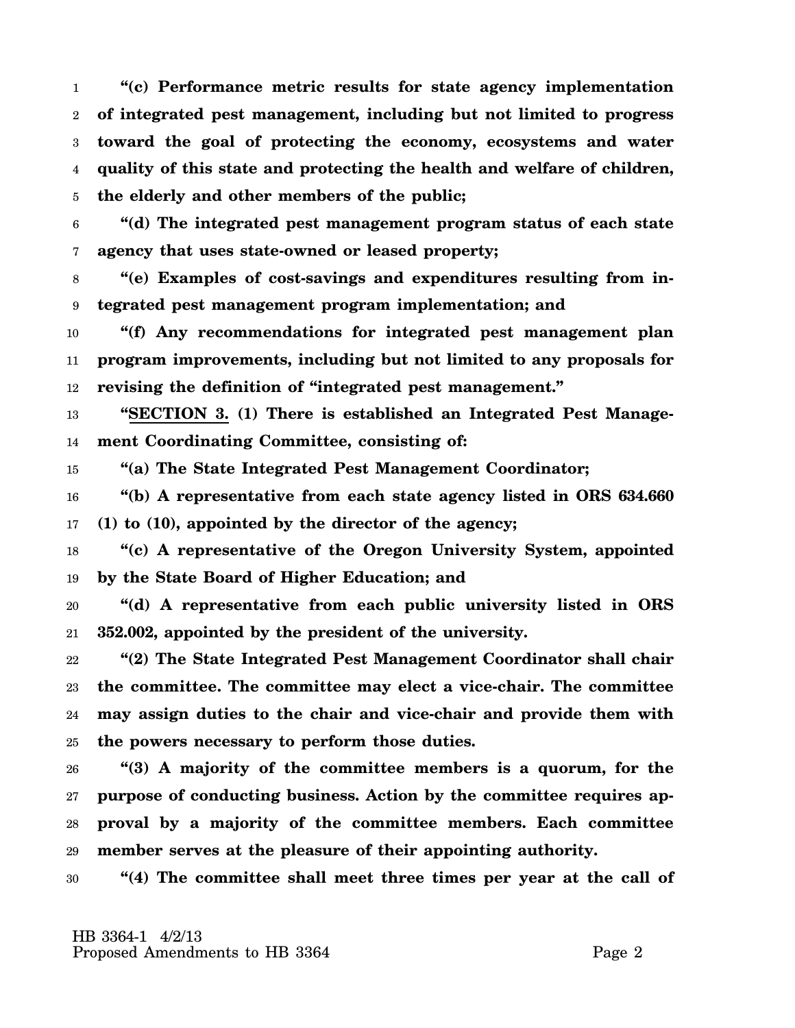**"(c) Performance metric results for state agency implementation of integrated pest management, including but not limited to progress toward the goal of protecting the economy, ecosystems and water quality of this state and protecting the health and welfare of children, the elderly and other members of the public;**

**"(d) The integrated pest management program status of each state agency that uses state-owned or leased property;**

**"(e) Examples of cost-savings and expenditures resulting from integrated pest management program implementation; and**

**"(f) Any recommendations for integrated pest management plan program improvements, including but not limited to any proposals for revising the definition of "integrated pest management."**

**"SECTION 3. (1) There is established an Integrated Pest Management Coordinating Committee, consisting of:**

**"(a) The State Integrated Pest Management Coordinator;**

**"(b) A representative from each state agency listed in ORS 634.660 (1) to (10), appointed by the director of the agency;**

**"(c) A representative of the Oregon University System, appointed by the State Board of Higher Education; and**

**"(d) A representative from each public university listed in ORS 352.002, appointed by the president of the university.**

**"(2) The State Integrated Pest Management Coordinator shall chair the committee. The committee may elect a vice-chair. The committee may assign duties to the chair and vice-chair and provide them with the powers necessary to perform those duties.**

**"(3) A majority of the committee members is a quorum, for the purpose of conducting business. Action by the committee requires approval by a majority of the committee members. Each committee member serves at the pleasure of their appointing authority.**

**"(4) The committee shall meet three times per year at the call of**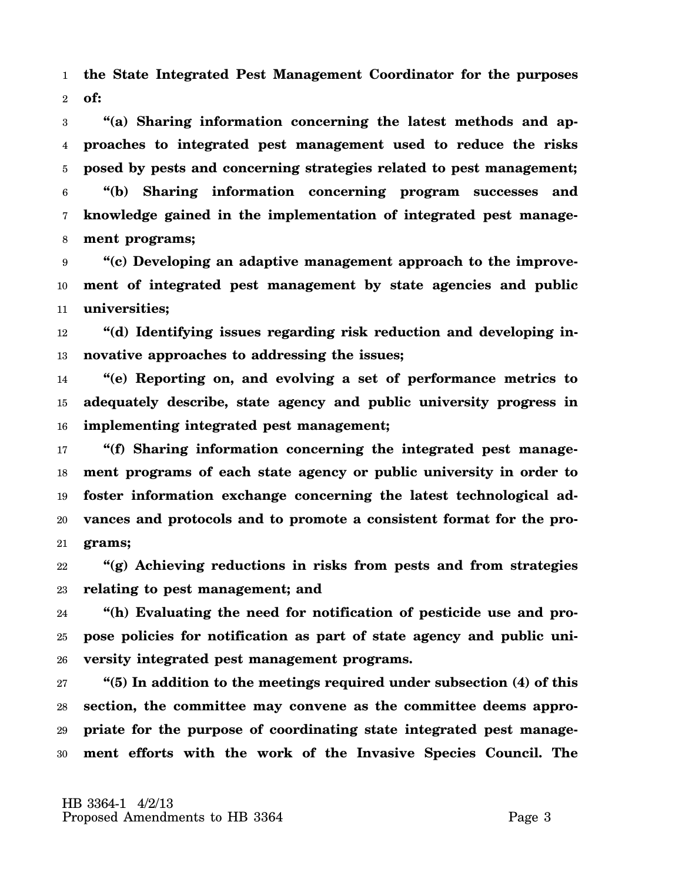**the State Integrated Pest Management Coordinator for the purposes of:**

**"(a) Sharing information concerning the latest methods and approaches to integrated pest management used to reduce the risks posed by pests and concerning strategies related to pest management;**

**"(b) Sharing information concerning program successes and knowledge gained in the implementation of integrated pest management programs;**

**"(c) Developing an adaptive management approach to the improvement of integrated pest management by state agencies and public universities;**

**"(d) Identifying issues regarding risk reduction and developing innovative approaches to addressing the issues;**

**"(e) Reporting on, and evolving a set of performance metrics to adequately describe, state agency and public university progress in implementing integrated pest management;**

**"(f) Sharing information concerning the integrated pest management programs of each state agency or public university in order to foster information exchange concerning the latest technological advances and protocols and to promote a consistent format for the programs;**

**"(g) Achieving reductions in risks from pests and from strategies relating to pest management; and**

**"(h) Evaluating the need for notification of pesticide use and propose policies for notification as part of state agency and public university integrated pest management programs.**

**"(5) In addition to the meetings required under subsection (4) of this section, the committee may convene as the committee deems appropriate for the purpose of coordinating state integrated pest management efforts with the work of the Invasive Species Council. The**

HB 3364-1 4/2/13
Proposed Amendments to HB 3364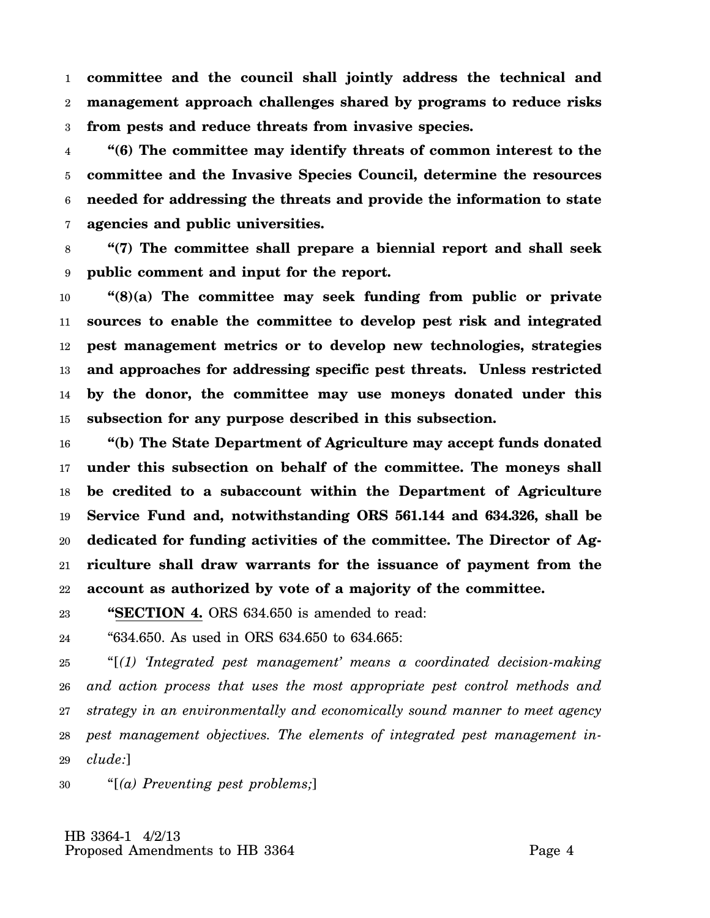**committee and the council shall jointly address the technical and management approach challenges shared by programs to reduce risks from pests and reduce threats from invasive species.**

**"(6) The committee may identify threats of common interest to the committee and the Invasive Species Council, determine the resources needed for addressing the threats and provide the information to state agencies and public universities.**

**"(7) The committee shall prepare a biennial report and shall seek public comment and input for the report.**

**"(8)(a) The committee may seek funding from public or private sources to enable the committee to develop pest risk and integrated pest management metrics or to develop new technologies, strategies and approaches for addressing specific pest threats. Unless restricted by the donor, the committee may use moneys donated under this subsection for any purpose described in this subsection.**

**"(b) The State Department of Agriculture may accept funds donated under this subsection on behalf of the committee. The moneys shall be credited to a subaccount within the Department of Agriculture Service Fund and, notwithstanding ORS 561.144 and 634.326, shall be dedicated for funding activities of the committee. The Director of Agriculture shall draw warrants for the issuance of payment from the account as authorized by vote of a majority of the committee.**

"**SECTION 4.** ORS 634.650 is amended to read:

"634.650. As used in ORS 634.650 to 634.665:

"[*(1) 'Integrated pest management' means a coordinated decision-making and action process that uses the most appropriate pest control methods and strategy in an environmentally and economically sound manner to meet agency pest management objectives. The elements of integrated pest management include:*]

"[*(a) Preventing pest problems;*]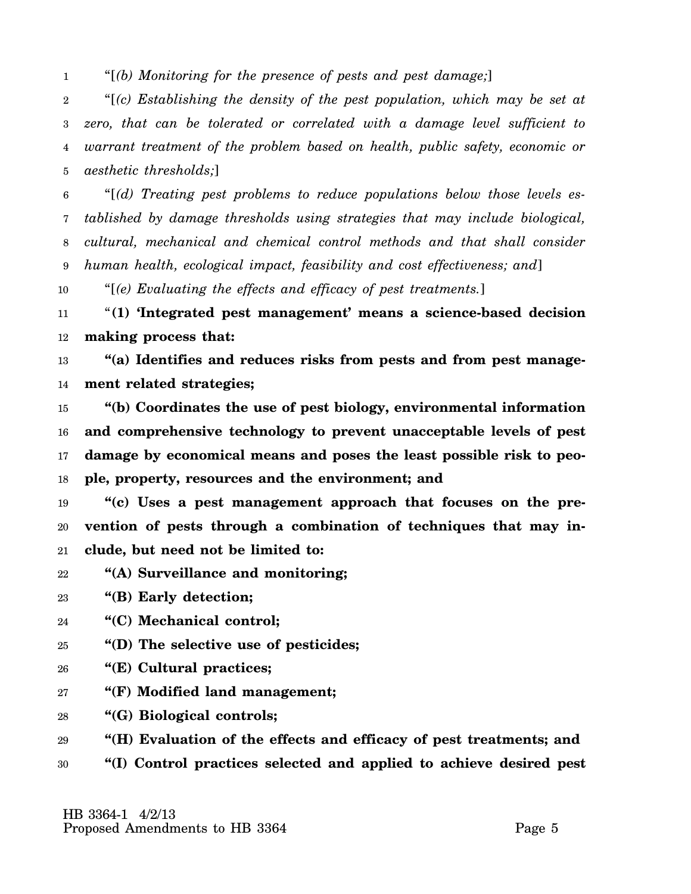"[*(b) Monitoring for the presence of pests and pest damage;*]

"[*(c) Establishing the density of the pest population, which may be set at zero, that can be tolerated or correlated with a damage level sufficient to warrant treatment of the problem based on health, public safety, economic or aesthetic thresholds;*]

"[*(d) Treating pest problems to reduce populations below those levels established by damage thresholds using strategies that may include biological, cultural, mechanical and chemical control methods and that shall consider human health, ecological impact, feasibility and cost effectiveness; and*]

"[*(e) Evaluating the effects and efficacy of pest treatments.*]

"**(1) 'Integrated pest management' means a science-based decision making process that:**

**"(a) Identifies and reduces risks from pests and from pest management related strategies;**

**"(b) Coordinates the use of pest biology, environmental information and comprehensive technology to prevent unacceptable levels of pest damage by economical means and poses the least possible risk to people, property, resources and the environment; and**

**"(c) Uses a pest management approach that focuses on the prevention of pests through a combination of techniques that may include, but need not be limited to:**

**"(A) Surveillance and monitoring;**

**"(B) Early detection;**

**"(C) Mechanical control;**

**"(D) The selective use of pesticides;**

**"(E) Cultural practices;**

**"(F) Modified land management;**

**"(G) Biological controls;**

**"(H) Evaluation of the effects and efficacy of pest treatments; and**

**"(I) Control practices selected and applied to achieve desired pest**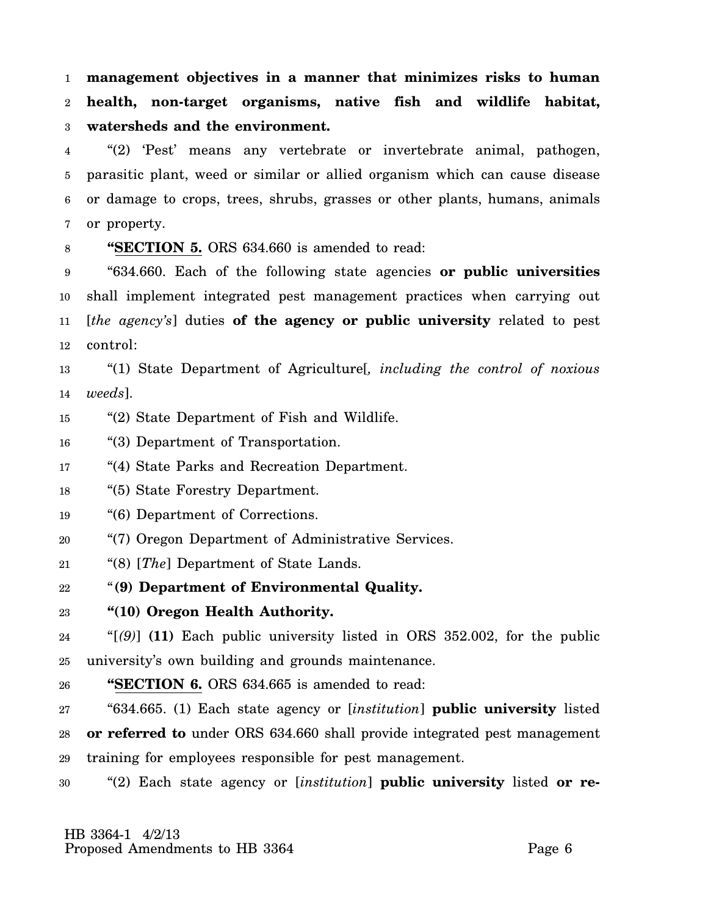**management objectives in a manner that minimizes risks to human health, non-target organisms, native fish and wildlife habitat, watersheds and the environment.**

"(2) 'Pest' means any vertebrate or invertebrate animal, pathogen, parasitic plant, weed or similar or allied organism which can cause disease or damage to crops, trees, shrubs, grasses or other plants, humans, animals or property.

"**SECTION 5.** ORS 634.660 is amended to read:

"634.660. Each of the following state agencies **or public universities** shall implement integrated pest management practices when carrying out [*the agency's*] duties **of the agency or public university** related to pest control:

"(1) State Department of Agriculture[*, including the control of noxious weeds*].

"(2) State Department of Fish and Wildlife.

"(3) Department of Transportation.

"(4) State Parks and Recreation Department.

"(5) State Forestry Department.

"(6) Department of Corrections.

"(7) Oregon Department of Administrative Services.

"(8) [*The*] Department of State Lands.

"**(9) Department of Environmental Quality.**

"**(10) Oregon Health Authority.**

"[*(9)*] **(11)** Each public university listed in ORS 352.002, for the public university's own building and grounds maintenance.

"**SECTION 6.** ORS 634.665 is amended to read:

"634.665. (1) Each state agency or [*institution*] **public university** listed **or referred to** under ORS 634.660 shall provide integrated pest management training for employees responsible for pest management.

"(2) Each state agency or [*institution*] **public university** listed **or re-**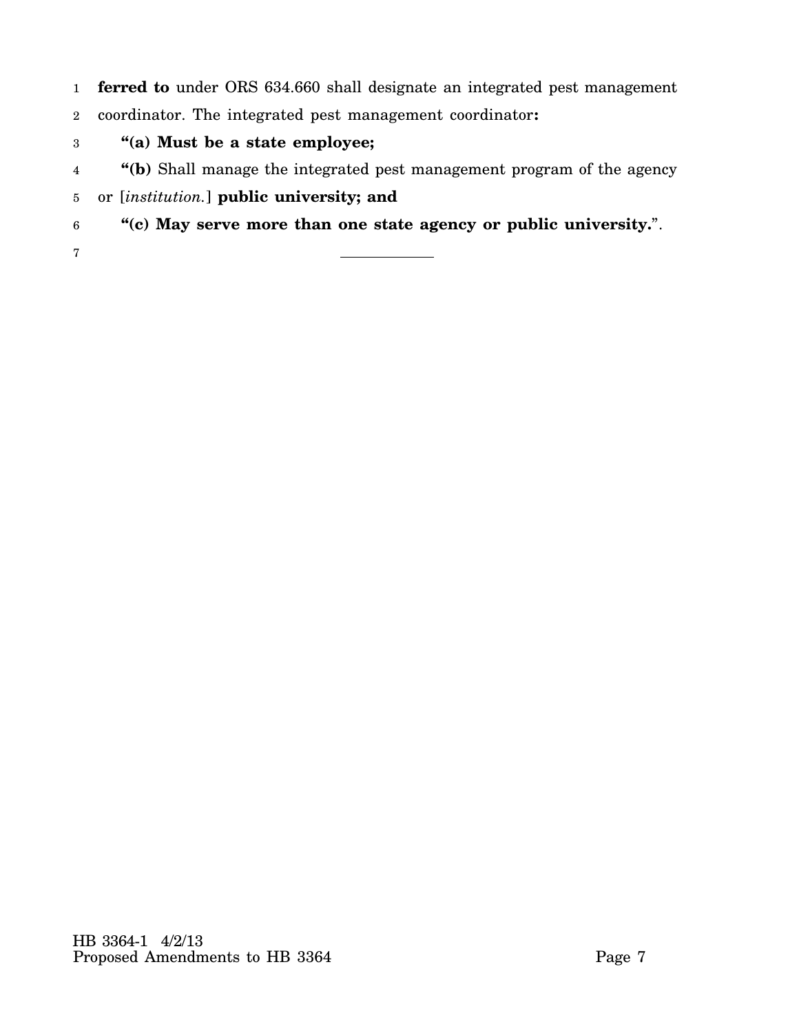**ferred to** under ORS 634.660 shall designate an integrated pest management coordinator. The integrated pest management coordinator**:**

**"(a) Must be a state employee;**

**"(b)** Shall manage the integrated pest management program of the agency or [*institution.*] **public university; and**

**"(c) May serve more than one state agency or public university.**".

---

HB 3364-1 4/2/13
Proposed Amendments to HB 3364